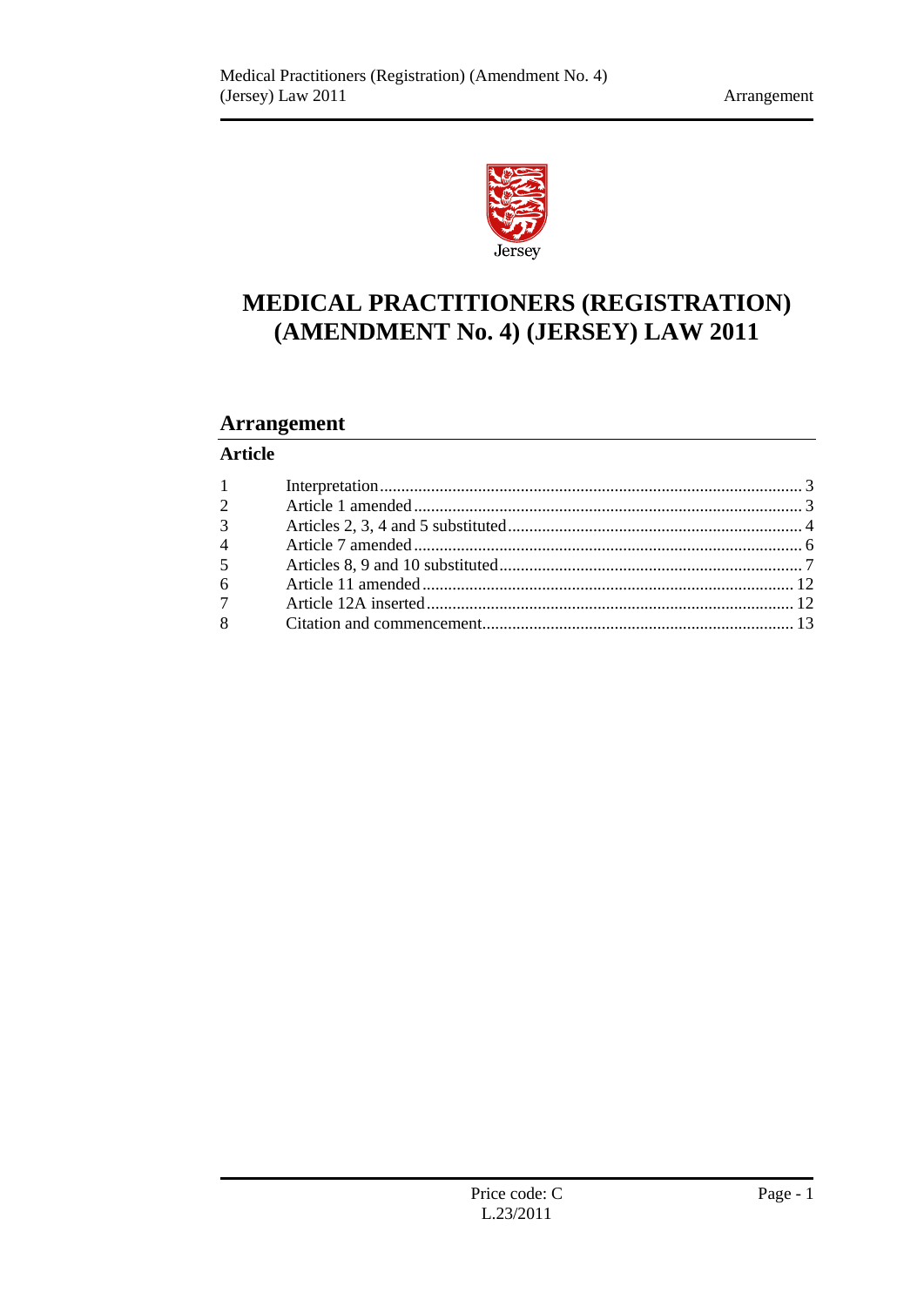Jersey

# MEDICAL PRACTITIONERS (REGISTRATION) (AMENDMENT No. 4) (JERSEY) LAW 2011

## Arrangement

**Article**

| | | |
|---|---|---|
| 1 | Interpretation | 3 |
| 2 | Article 1 amended | 3 |
| 3 | Articles 2, 3, 4 and 5 substituted | 4 |
| 4 | Article 7 amended | 6 |
| 5 | Articles 8, 9 and 10 substituted | 7 |
| 6 | Article 11 amended | 12 |
| 7 | Article 12A inserted | 12 |
| 8 | Citation and commencement | 13 |

Price code: C

L.23/2011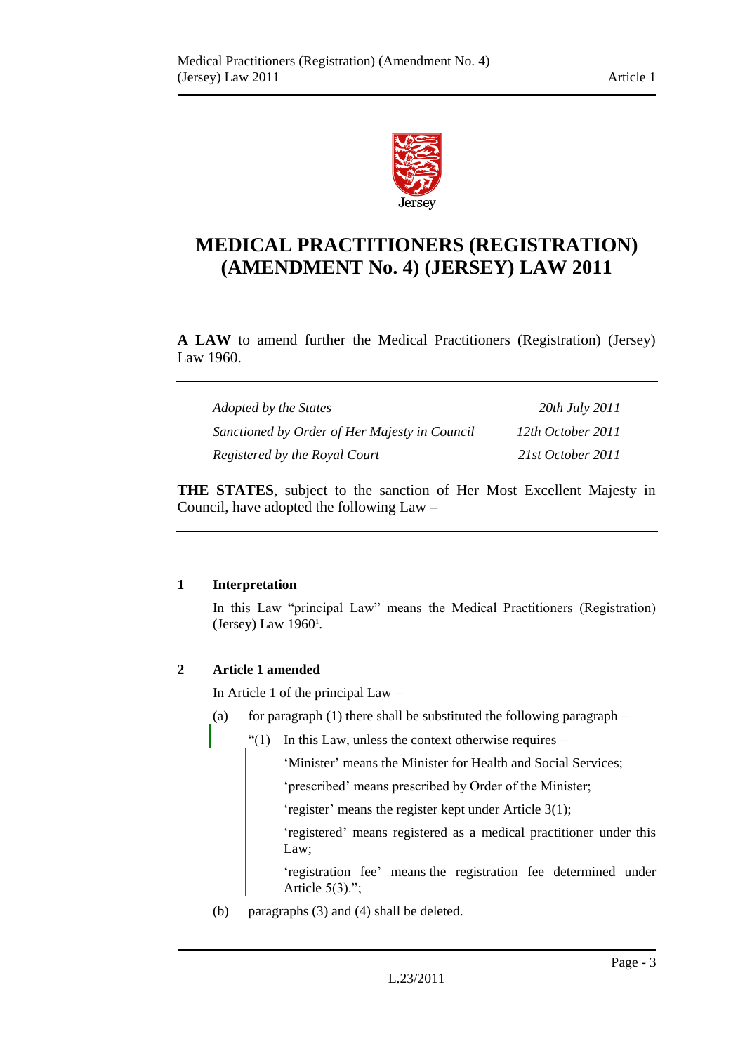# MEDICAL PRACTITIONERS (REGISTRATION) (AMENDMENT No. 4) (JERSEY) LAW 2011

**A LAW** to amend further the Medical Practitioners (Registration) (Jersey) Law 1960.

| | |
|---|---|
| *Adopted by the States* | *20th July 2011* |
| *Sanctioned by Order of Her Majesty in Council* | *12th October 2011* |
| *Registered by the Royal Court* | *21st October 2011* |

**THE STATES**, subject to the sanction of Her Most Excellent Majesty in Council, have adopted the following Law –

### 1 Interpretation

In this Law "principal Law" means the Medical Practitioners (Registration) (Jersey) Law 1960[1].

### 2 Article 1 amended

In Article 1 of the principal Law –

(a) for paragraph (1) there shall be substituted the following paragraph –

"(1) In this Law, unless the context otherwise requires –

'Minister' means the Minister for Health and Social Services;

'prescribed' means prescribed by Order of the Minister;

'register' means the register kept under Article 3(1);

'registered' means registered as a medical practitioner under this Law;

'registration fee' means the registration fee determined under Article 5(3).";

(b) paragraphs (3) and (4) shall be deleted.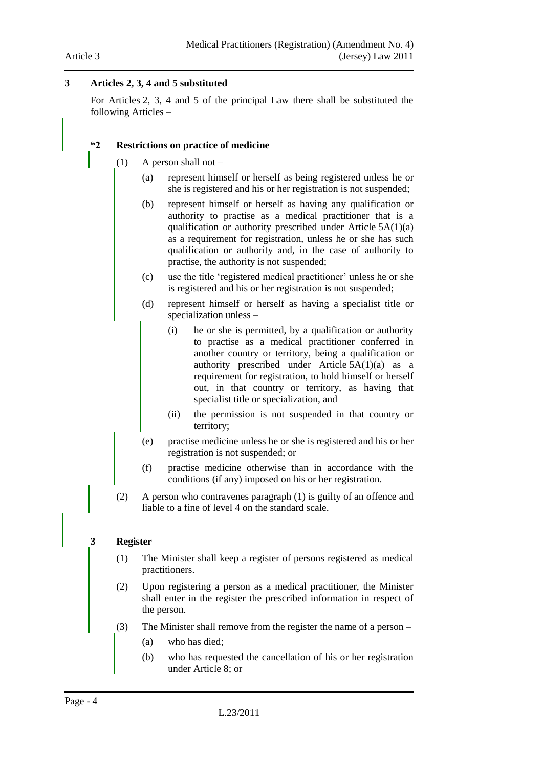## 3 Articles 2, 3, 4 and 5 substituted

For Articles 2, 3, 4 and 5 of the principal Law there shall be substituted the following Articles –

### "2 Restrictions on practice of medicine

(1) A person shall not –

(a) represent himself or herself as being registered unless he or she is registered and his or her registration is not suspended;

(b) represent himself or herself as having any qualification or authority to practise as a medical practitioner that is a qualification or authority prescribed under Article 5A(1)(a) as a requirement for registration, unless he or she has such qualification or authority and, in the case of authority to practise, the authority is not suspended;

(c) use the title 'registered medical practitioner' unless he or she is registered and his or her registration is not suspended;

(d) represent himself or herself as having a specialist title or specialization unless –

(i) he or she is permitted, by a qualification or authority to practise as a medical practitioner conferred in another country or territory, being a qualification or authority prescribed under Article 5A(1)(a) as a requirement for registration, to hold himself or herself out, in that country or territory, as having that specialist title or specialization, and

(ii) the permission is not suspended in that country or territory;

(e) practise medicine unless he or she is registered and his or her registration is not suspended; or

(f) practise medicine otherwise than in accordance with the conditions (if any) imposed on his or her registration.

(2) A person who contravenes paragraph (1) is guilty of an offence and liable to a fine of level 4 on the standard scale.

### 3 Register

(1) The Minister shall keep a register of persons registered as medical practitioners.

(2) Upon registering a person as a medical practitioner, the Minister shall enter in the register the prescribed information in respect of the person.

(3) The Minister shall remove from the register the name of a person –

(a) who has died;

(b) who has requested the cancellation of his or her registration under Article 8; or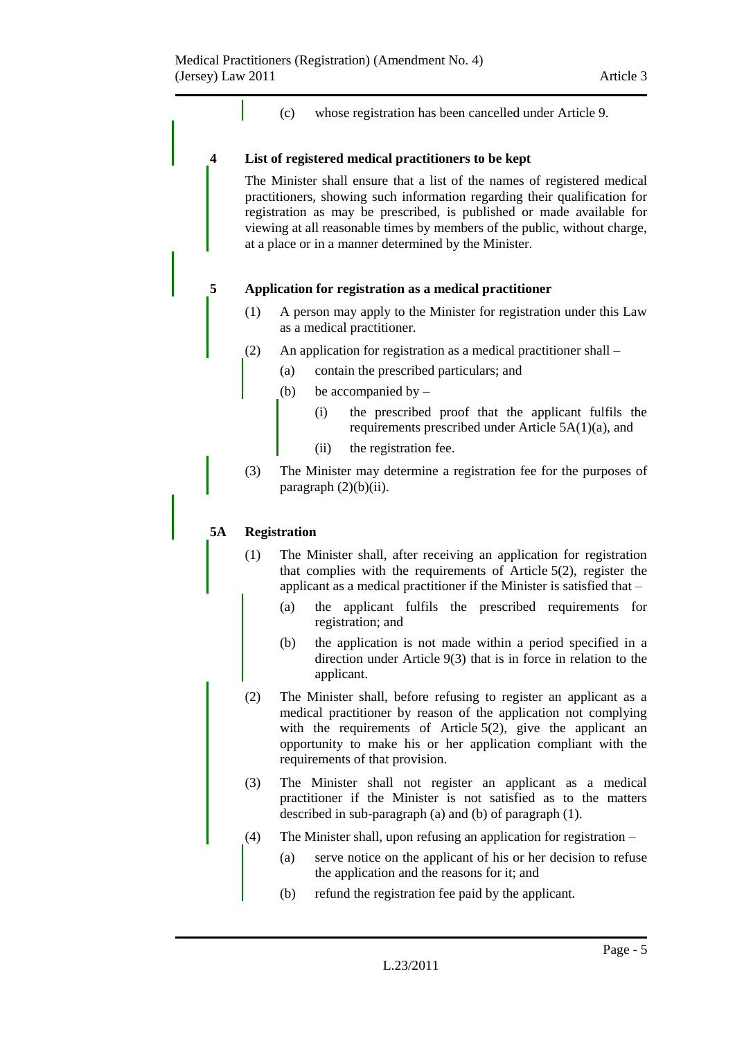(c) whose registration has been cancelled under Article 9.

**4 List of registered medical practitioners to be kept**

The Minister shall ensure that a list of the names of registered medical practitioners, showing such information regarding their qualification for registration as may be prescribed, is published or made available for viewing at all reasonable times by members of the public, without charge, at a place or in a manner determined by the Minister.

**5 Application for registration as a medical practitioner**

(1) A person may apply to the Minister for registration under this Law as a medical practitioner.

(2) An application for registration as a medical practitioner shall –

(a) contain the prescribed particulars; and

(b) be accompanied by –

(i) the prescribed proof that the applicant fulfils the requirements prescribed under Article 5A(1)(a), and

(ii) the registration fee.

(3) The Minister may determine a registration fee for the purposes of paragraph (2)(b)(ii).

**5A Registration**

(1) The Minister shall, after receiving an application for registration that complies with the requirements of Article 5(2), register the applicant as a medical practitioner if the Minister is satisfied that –

(a) the applicant fulfils the prescribed requirements for registration; and

(b) the application is not made within a period specified in a direction under Article 9(3) that is in force in relation to the applicant.

(2) The Minister shall, before refusing to register an applicant as a medical practitioner by reason of the application not complying with the requirements of Article 5(2), give the applicant an opportunity to make his or her application compliant with the requirements of that provision.

(3) The Minister shall not register an applicant as a medical practitioner if the Minister is not satisfied as to the matters described in sub-paragraph (a) and (b) of paragraph (1).

(4) The Minister shall, upon refusing an application for registration –

(a) serve notice on the applicant of his or her decision to refuse the application and the reasons for it; and

(b) refund the registration fee paid by the applicant.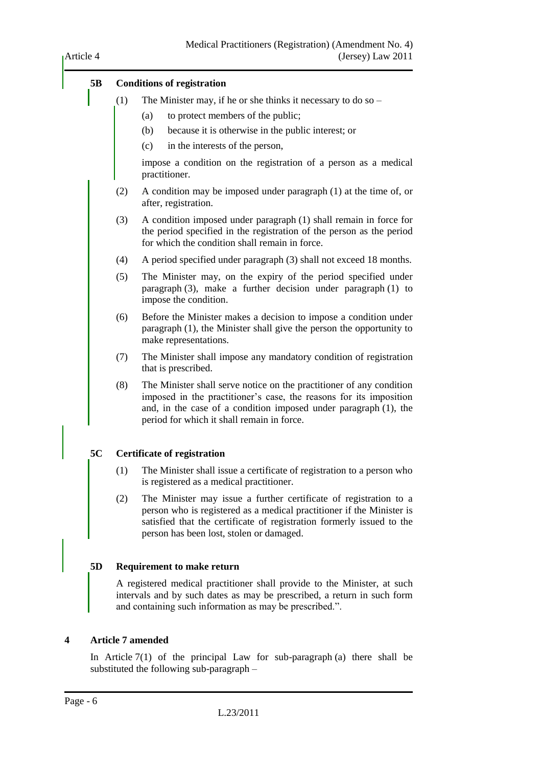### 5B Conditions of registration

(1) The Minister may, if he or she thinks it necessary to do so –

(a) to protect members of the public;

(b) because it is otherwise in the public interest; or

(c) in the interests of the person,

impose a condition on the registration of a person as a medical practitioner.

(2) A condition may be imposed under paragraph (1) at the time of, or after, registration.

(3) A condition imposed under paragraph (1) shall remain in force for the period specified in the registration of the person as the period for which the condition shall remain in force.

(4) A period specified under paragraph (3) shall not exceed 18 months.

(5) The Minister may, on the expiry of the period specified under paragraph (3), make a further decision under paragraph (1) to impose the condition.

(6) Before the Minister makes a decision to impose a condition under paragraph (1), the Minister shall give the person the opportunity to make representations.

(7) The Minister shall impose any mandatory condition of registration that is prescribed.

(8) The Minister shall serve notice on the practitioner of any condition imposed in the practitioner's case, the reasons for its imposition and, in the case of a condition imposed under paragraph (1), the period for which it shall remain in force.

### 5C Certificate of registration

(1) The Minister shall issue a certificate of registration to a person who is registered as a medical practitioner.

(2) The Minister may issue a further certificate of registration to a person who is registered as a medical practitioner if the Minister is satisfied that the certificate of registration formerly issued to the person has been lost, stolen or damaged.

### 5D Requirement to make return

A registered medical practitioner shall provide to the Minister, at such intervals and by such dates as may be prescribed, a return in such form and containing such information as may be prescribed.".

## 4 Article 7 amended

In Article 7(1) of the principal Law for sub-paragraph (a) there shall be substituted the following sub-paragraph –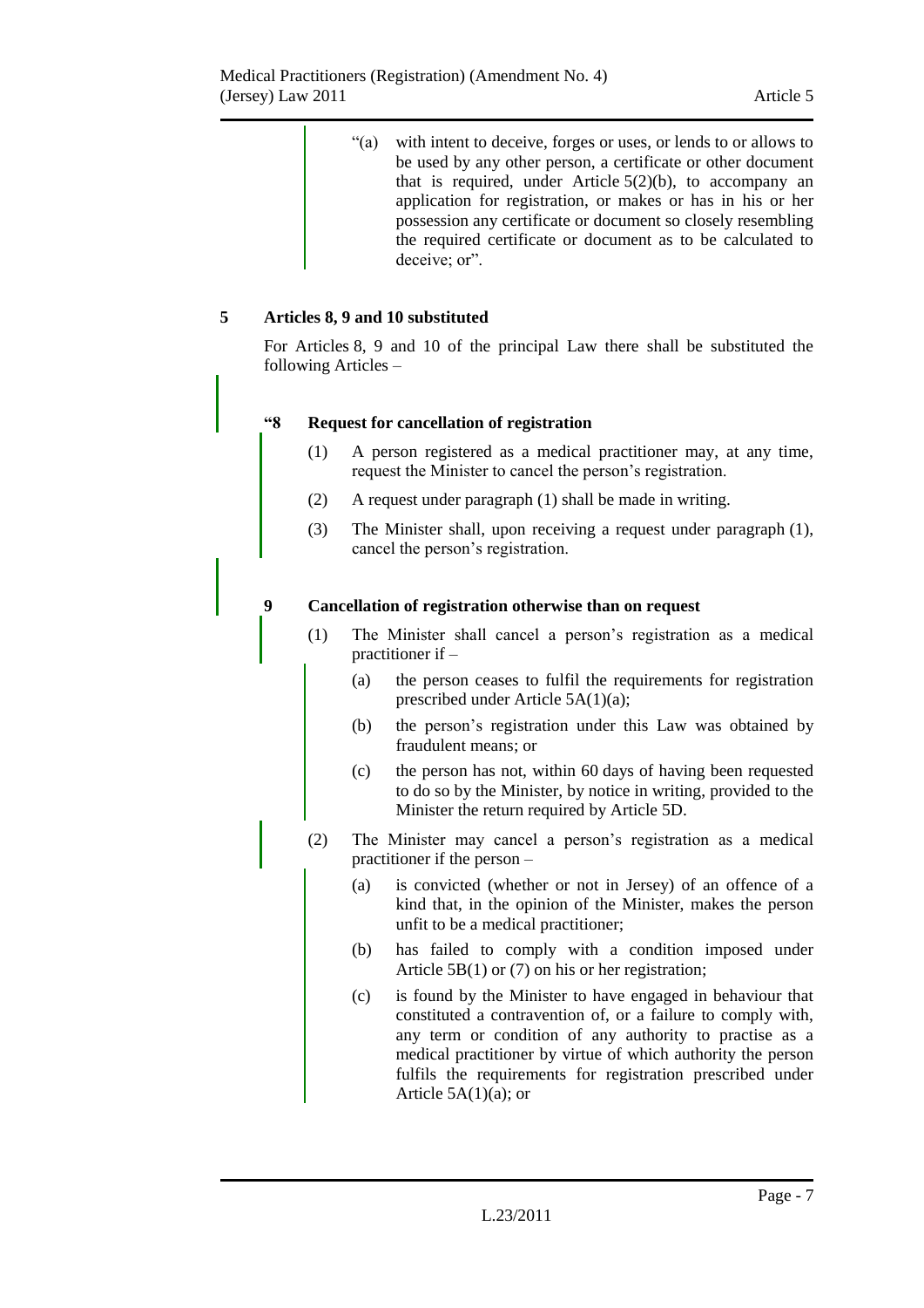“(a) with intent to deceive, forges or uses, or lends to or allows to be used by any other person, a certificate or other document that is required, under Article 5(2)(b), to accompany an application for registration, or makes or has in his or her possession any certificate or document so closely resembling the required certificate or document as to be calculated to deceive; or”.

## 5 Articles 8, 9 and 10 substituted

For Articles 8, 9 and 10 of the principal Law there shall be substituted the following Articles –

### “8 Request for cancellation of registration

(1) A person registered as a medical practitioner may, at any time, request the Minister to cancel the person’s registration.

(2) A request under paragraph (1) shall be made in writing.

(3) The Minister shall, upon receiving a request under paragraph (1), cancel the person’s registration.

### 9 Cancellation of registration otherwise than on request

(1) The Minister shall cancel a person’s registration as a medical practitioner if –

(a) the person ceases to fulfil the requirements for registration prescribed under Article 5A(1)(a);

(b) the person’s registration under this Law was obtained by fraudulent means; or

(c) the person has not, within 60 days of having been requested to do so by the Minister, by notice in writing, provided to the Minister the return required by Article 5D.

(2) The Minister may cancel a person’s registration as a medical practitioner if the person –

(a) is convicted (whether or not in Jersey) of an offence of a kind that, in the opinion of the Minister, makes the person unfit to be a medical practitioner;

(b) has failed to comply with a condition imposed under Article 5B(1) or (7) on his or her registration;

(c) is found by the Minister to have engaged in behaviour that constituted a contravention of, or a failure to comply with, any term or condition of any authority to practise as a medical practitioner by virtue of which authority the person fulfils the requirements for registration prescribed under Article 5A(1)(a); or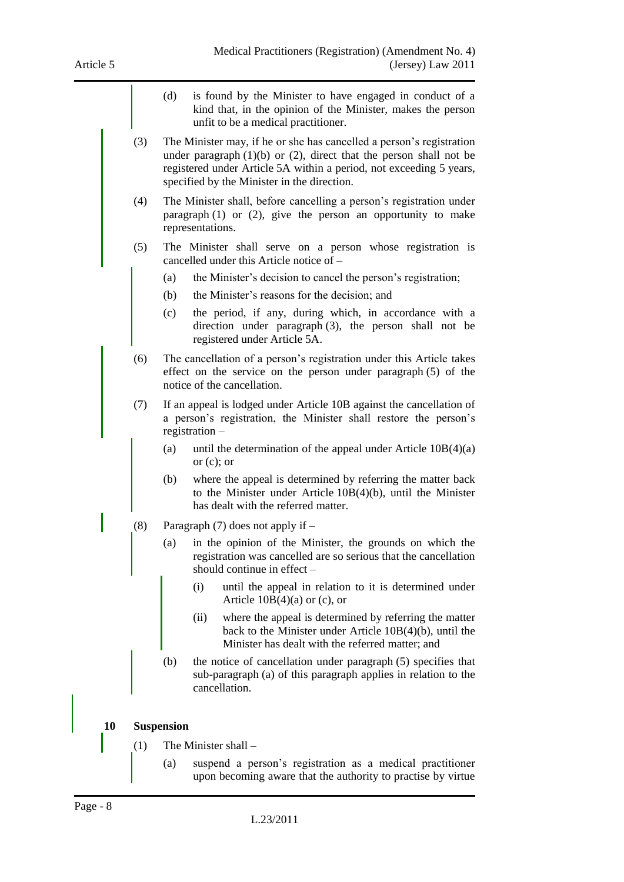(d) is found by the Minister to have engaged in conduct of a kind that, in the opinion of the Minister, makes the person unfit to be a medical practitioner.

(3) The Minister may, if he or she has cancelled a person's registration under paragraph (1)(b) or (2), direct that the person shall not be registered under Article 5A within a period, not exceeding 5 years, specified by the Minister in the direction.

(4) The Minister shall, before cancelling a person's registration under paragraph (1) or (2), give the person an opportunity to make representations.

(5) The Minister shall serve on a person whose registration is cancelled under this Article notice of –

(a) the Minister's decision to cancel the person's registration;

(b) the Minister's reasons for the decision; and

(c) the period, if any, during which, in accordance with a direction under paragraph (3), the person shall not be registered under Article 5A.

(6) The cancellation of a person's registration under this Article takes effect on the service on the person under paragraph (5) of the notice of the cancellation.

(7) If an appeal is lodged under Article 10B against the cancellation of a person's registration, the Minister shall restore the person's registration –

(a) until the determination of the appeal under Article 10B(4)(a) or (c); or

(b) where the appeal is determined by referring the matter back to the Minister under Article 10B(4)(b), until the Minister has dealt with the referred matter.

(8) Paragraph (7) does not apply if –

(a) in the opinion of the Minister, the grounds on which the registration was cancelled are so serious that the cancellation should continue in effect –

(i) until the appeal in relation to it is determined under Article 10B(4)(a) or (c), or

(ii) where the appeal is determined by referring the matter back to the Minister under Article 10B(4)(b), until the Minister has dealt with the referred matter; and

(b) the notice of cancellation under paragraph (5) specifies that sub-paragraph (a) of this paragraph applies in relation to the cancellation.

**10 Suspension**

(1) The Minister shall –

(a) suspend a person's registration as a medical practitioner upon becoming aware that the authority to practise by virtue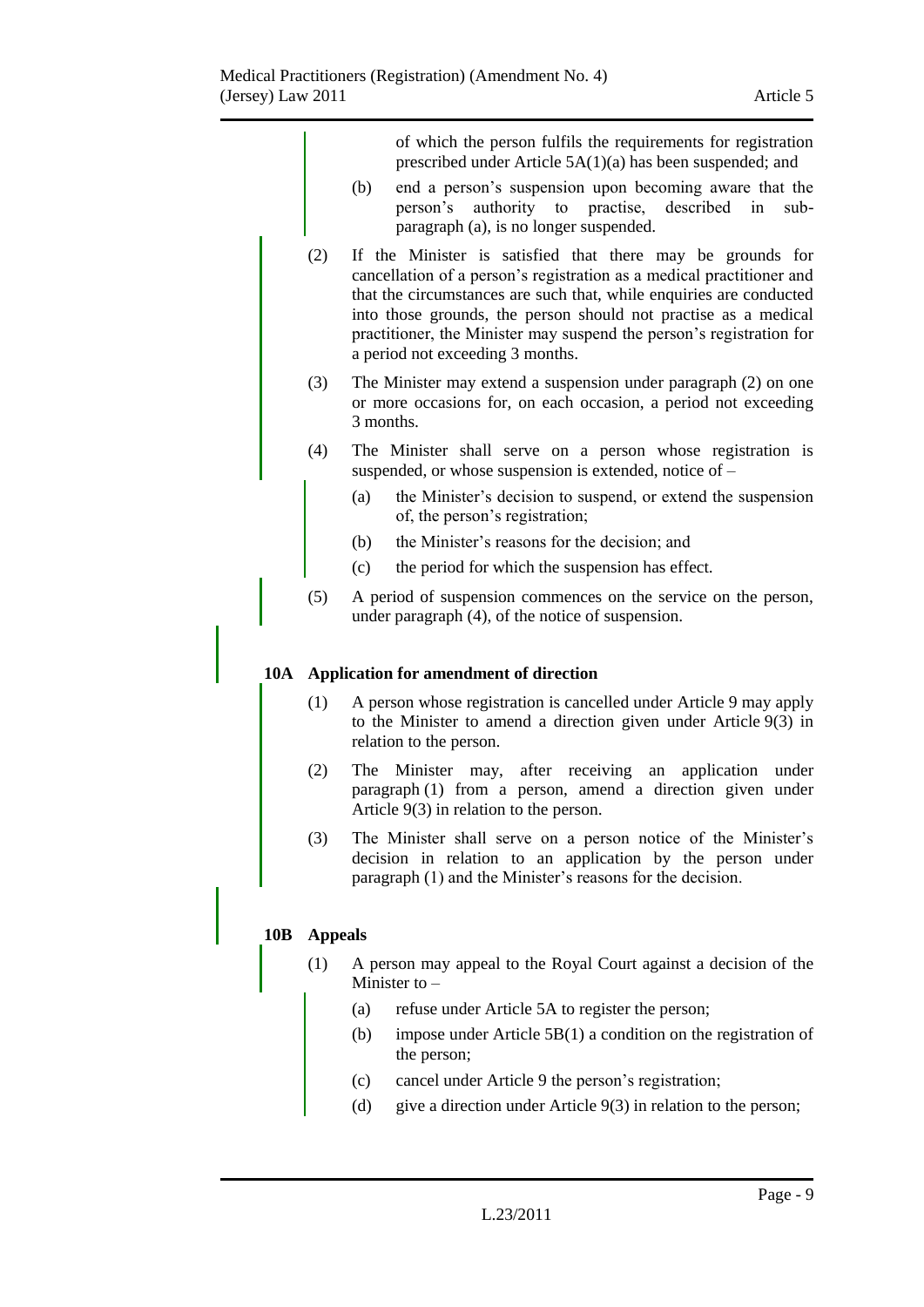of which the person fulfils the requirements for registration prescribed under Article 5A(1)(a) has been suspended; and

(b) end a person's suspension upon becoming aware that the person's authority to practise, described in sub-paragraph (a), is no longer suspended.

(2) If the Minister is satisfied that there may be grounds for cancellation of a person's registration as a medical practitioner and that the circumstances are such that, while enquiries are conducted into those grounds, the person should not practise as a medical practitioner, the Minister may suspend the person's registration for a period not exceeding 3 months.

(3) The Minister may extend a suspension under paragraph (2) on one or more occasions for, on each occasion, a period not exceeding 3 months.

(4) The Minister shall serve on a person whose registration is suspended, or whose suspension is extended, notice of –

(a) the Minister's decision to suspend, or extend the suspension of, the person's registration;

(b) the Minister's reasons for the decision; and

(c) the period for which the suspension has effect.

(5) A period of suspension commences on the service on the person, under paragraph (4), of the notice of suspension.

### 10A Application for amendment of direction

(1) A person whose registration is cancelled under Article 9 may apply to the Minister to amend a direction given under Article 9(3) in relation to the person.

(2) The Minister may, after receiving an application under paragraph (1) from a person, amend a direction given under Article 9(3) in relation to the person.

(3) The Minister shall serve on a person notice of the Minister's decision in relation to an application by the person under paragraph (1) and the Minister's reasons for the decision.

### 10B Appeals

(1) A person may appeal to the Royal Court against a decision of the Minister to –

(a) refuse under Article 5A to register the person;

(b) impose under Article 5B(1) a condition on the registration of the person;

(c) cancel under Article 9 the person's registration;

(d) give a direction under Article 9(3) in relation to the person;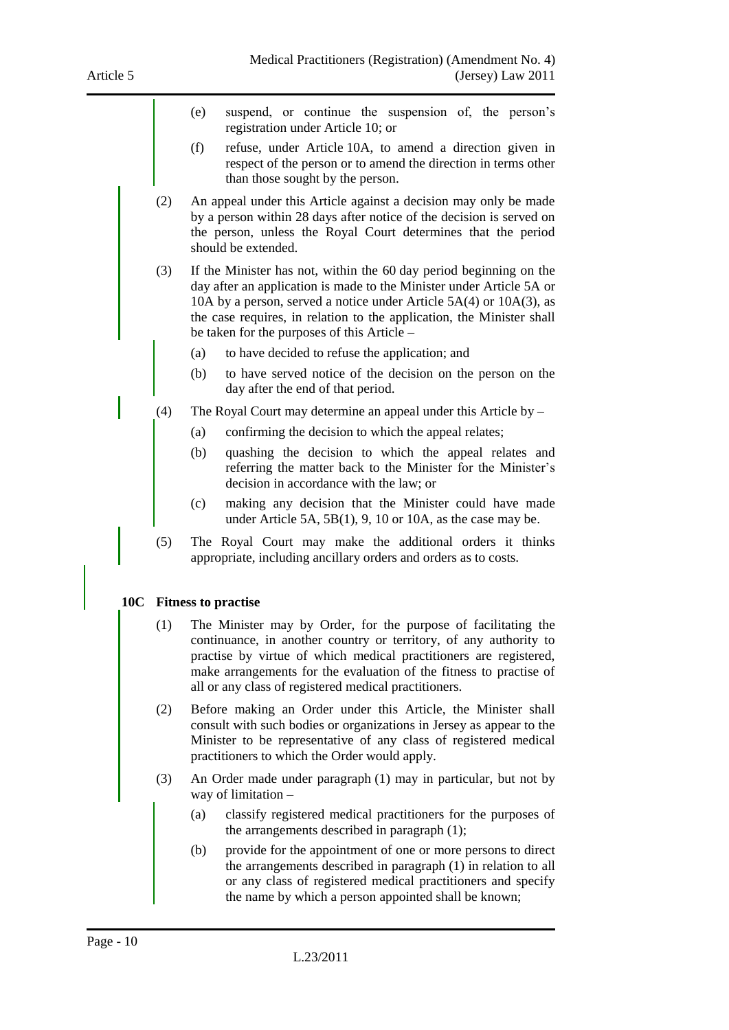(e) suspend, or continue the suspension of, the person's registration under Article 10; or

(f) refuse, under Article 10A, to amend a direction given in respect of the person or to amend the direction in terms other than those sought by the person.

(2) An appeal under this Article against a decision may only be made by a person within 28 days after notice of the decision is served on the person, unless the Royal Court determines that the period should be extended.

(3) If the Minister has not, within the 60 day period beginning on the day after an application is made to the Minister under Article 5A or 10A by a person, served a notice under Article 5A(4) or 10A(3), as the case requires, in relation to the application, the Minister shall be taken for the purposes of this Article –

(a) to have decided to refuse the application; and

(b) to have served notice of the decision on the person on the day after the end of that period.

(4) The Royal Court may determine an appeal under this Article by –

(a) confirming the decision to which the appeal relates;

(b) quashing the decision to which the appeal relates and referring the matter back to the Minister for the Minister's decision in accordance with the law; or

(c) making any decision that the Minister could have made under Article 5A, 5B(1), 9, 10 or 10A, as the case may be.

(5) The Royal Court may make the additional orders it thinks appropriate, including ancillary orders and orders as to costs.

**10C Fitness to practise**

(1) The Minister may by Order, for the purpose of facilitating the continuance, in another country or territory, of any authority to practise by virtue of which medical practitioners are registered, make arrangements for the evaluation of the fitness to practise of all or any class of registered medical practitioners.

(2) Before making an Order under this Article, the Minister shall consult with such bodies or organizations in Jersey as appear to the Minister to be representative of any class of registered medical practitioners to which the Order would apply.

(3) An Order made under paragraph (1) may in particular, but not by way of limitation –

(a) classify registered medical practitioners for the purposes of the arrangements described in paragraph (1);

(b) provide for the appointment of one or more persons to direct the arrangements described in paragraph (1) in relation to all or any class of registered medical practitioners and specify the name by which a person appointed shall be known;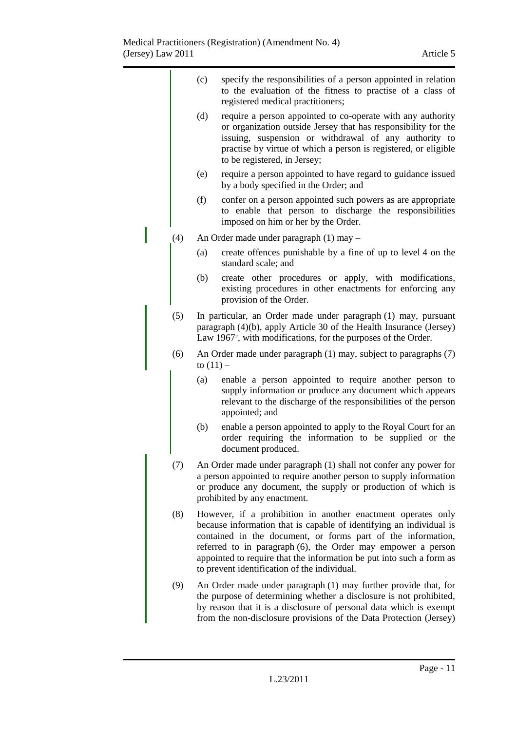(c) specify the responsibilities of a person appointed in relation to the evaluation of the fitness to practise of a class of registered medical practitioners;

(d) require a person appointed to co-operate with any authority or organization outside Jersey that has responsibility for the issuing, suspension or withdrawal of any authority to practise by virtue of which a person is registered, or eligible to be registered, in Jersey;

(e) require a person appointed to have regard to guidance issued by a body specified in the Order; and

(f) confer on a person appointed such powers as are appropriate to enable that person to discharge the responsibilities imposed on him or her by the Order.

(4) An Order made under paragraph (1) may –

(a) create offences punishable by a fine of up to level 4 on the standard scale; and

(b) create other procedures or apply, with modifications, existing procedures in other enactments for enforcing any provision of the Order.

(5) In particular, an Order made under paragraph (1) may, pursuant paragraph (4)(b), apply Article 30 of the Health Insurance (Jersey) Law 1967[2], with modifications, for the purposes of the Order.

(6) An Order made under paragraph (1) may, subject to paragraphs (7) to (11) –

(a) enable a person appointed to require another person to supply information or produce any document which appears relevant to the discharge of the responsibilities of the person appointed; and

(b) enable a person appointed to apply to the Royal Court for an order requiring the information to be supplied or the document produced.

(7) An Order made under paragraph (1) shall not confer any power for a person appointed to require another person to supply information or produce any document, the supply or production of which is prohibited by any enactment.

(8) However, if a prohibition in another enactment operates only because information that is capable of identifying an individual is contained in the document, or forms part of the information, referred to in paragraph (6), the Order may empower a person appointed to require that the information be put into such a form as to prevent identification of the individual.

(9) An Order made under paragraph (1) may further provide that, for the purpose of determining whether a disclosure is not prohibited, by reason that it is a disclosure of personal data which is exempt from the non-disclosure provisions of the Data Protection (Jersey)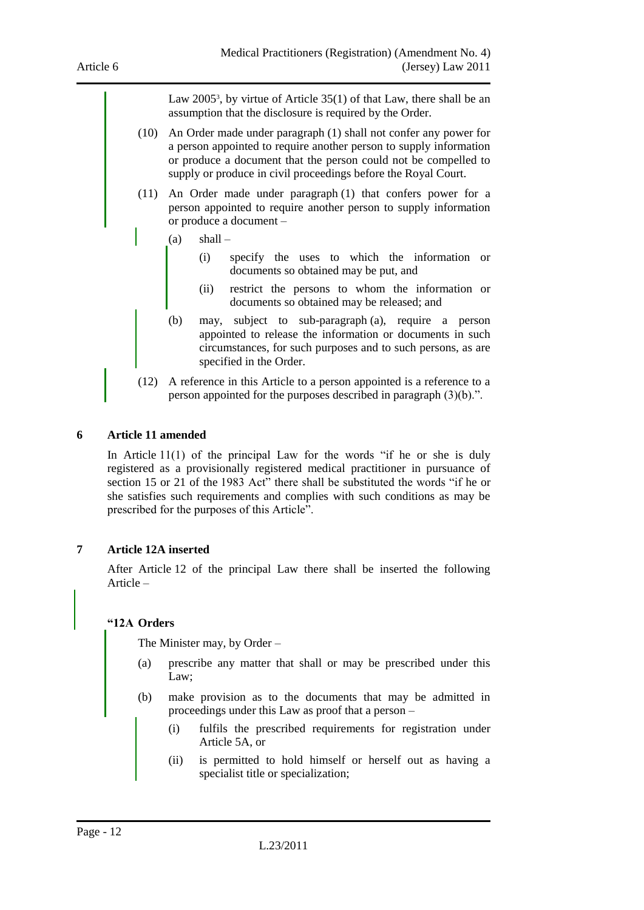Law 2005[3], by virtue of Article 35(1) of that Law, there shall be an assumption that the disclosure is required by the Order.

(10) An Order made under paragraph (1) shall not confer any power for a person appointed to require another person to supply information or produce a document that the person could not be compelled to supply or produce in civil proceedings before the Royal Court.

(11) An Order made under paragraph (1) that confers power for a person appointed to require another person to supply information or produce a document –

(a) shall –

(i) specify the uses to which the information or documents so obtained may be put, and

(ii) restrict the persons to whom the information or documents so obtained may be released; and

(b) may, subject to sub-paragraph (a), require a person appointed to release the information or documents in such circumstances, for such purposes and to such persons, as are specified in the Order.

(12) A reference in this Article to a person appointed is a reference to a person appointed for the purposes described in paragraph (3)(b).".

## 6 Article 11 amended

In Article 11(1) of the principal Law for the words "if he or she is duly registered as a provisionally registered medical practitioner in pursuance of section 15 or 21 of the 1983 Act" there shall be substituted the words "if he or she satisfies such requirements and complies with such conditions as may be prescribed for the purposes of this Article".

## 7 Article 12A inserted

After Article 12 of the principal Law there shall be inserted the following Article –

**"12A Orders**

The Minister may, by Order –

(a) prescribe any matter that shall or may be prescribed under this Law;

(b) make provision as to the documents that may be admitted in proceedings under this Law as proof that a person –

(i) fulfils the prescribed requirements for registration under Article 5A, or

(ii) is permitted to hold himself or herself out as having a specialist title or specialization;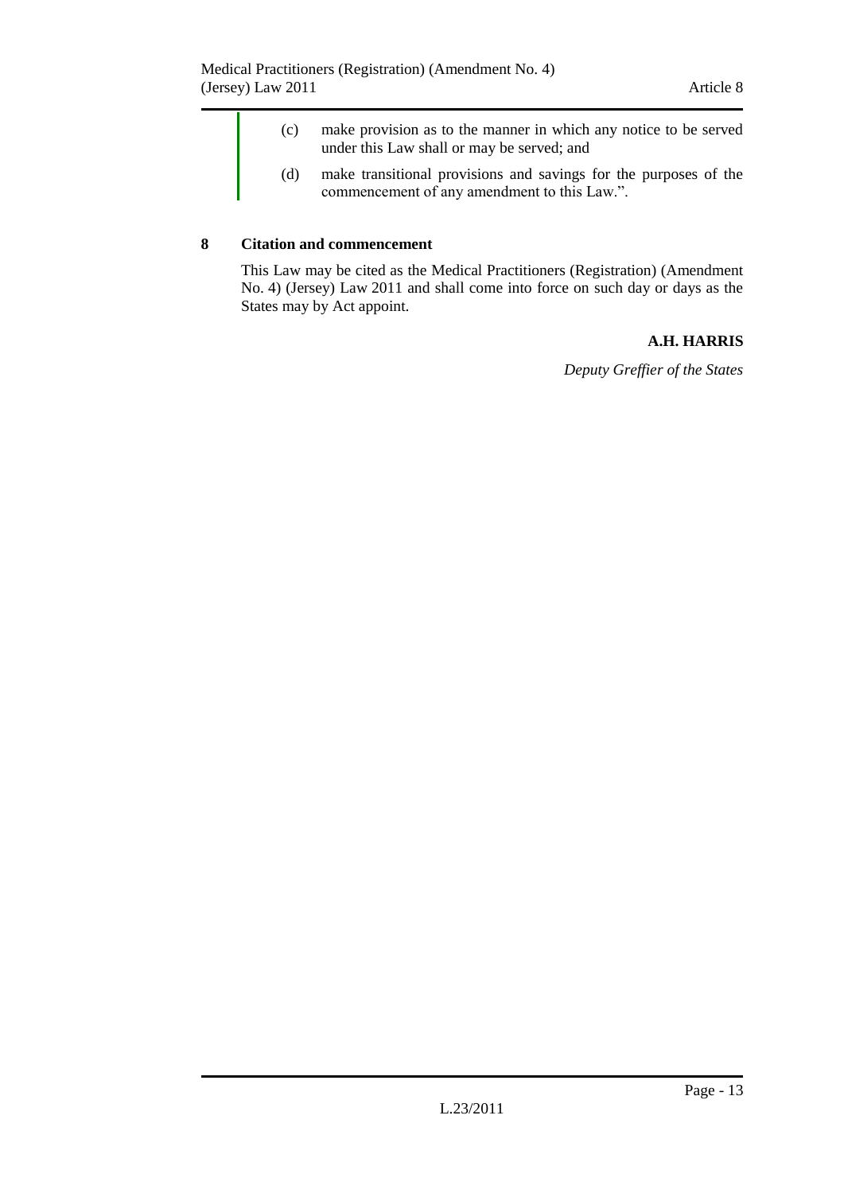(c) make provision as to the manner in which any notice to be served under this Law shall or may be served; and

(d) make transitional provisions and savings for the purposes of the commencement of any amendment to this Law.".

**8 Citation and commencement**

This Law may be cited as the Medical Practitioners (Registration) (Amendment No. 4) (Jersey) Law 2011 and shall come into force on such day or days as the States may by Act appoint.

**A.H. HARRIS**

*Deputy Greffier of the States*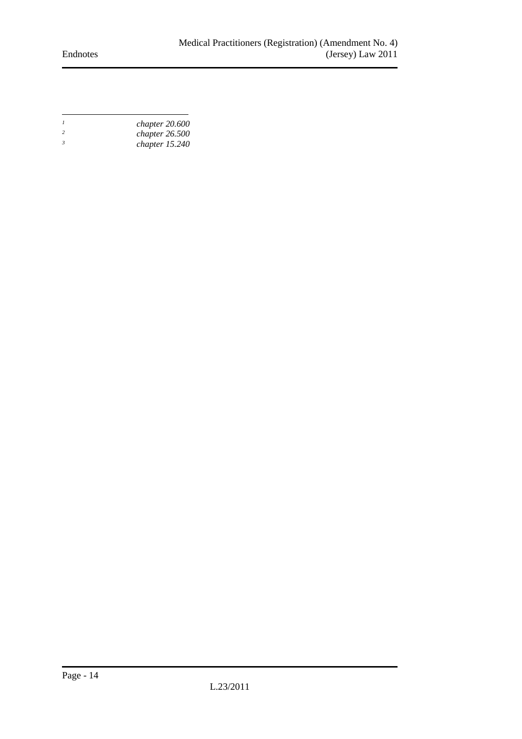[1] *chapter 20.600*

[2] *chapter 26.500*

[3] *chapter 15.240*